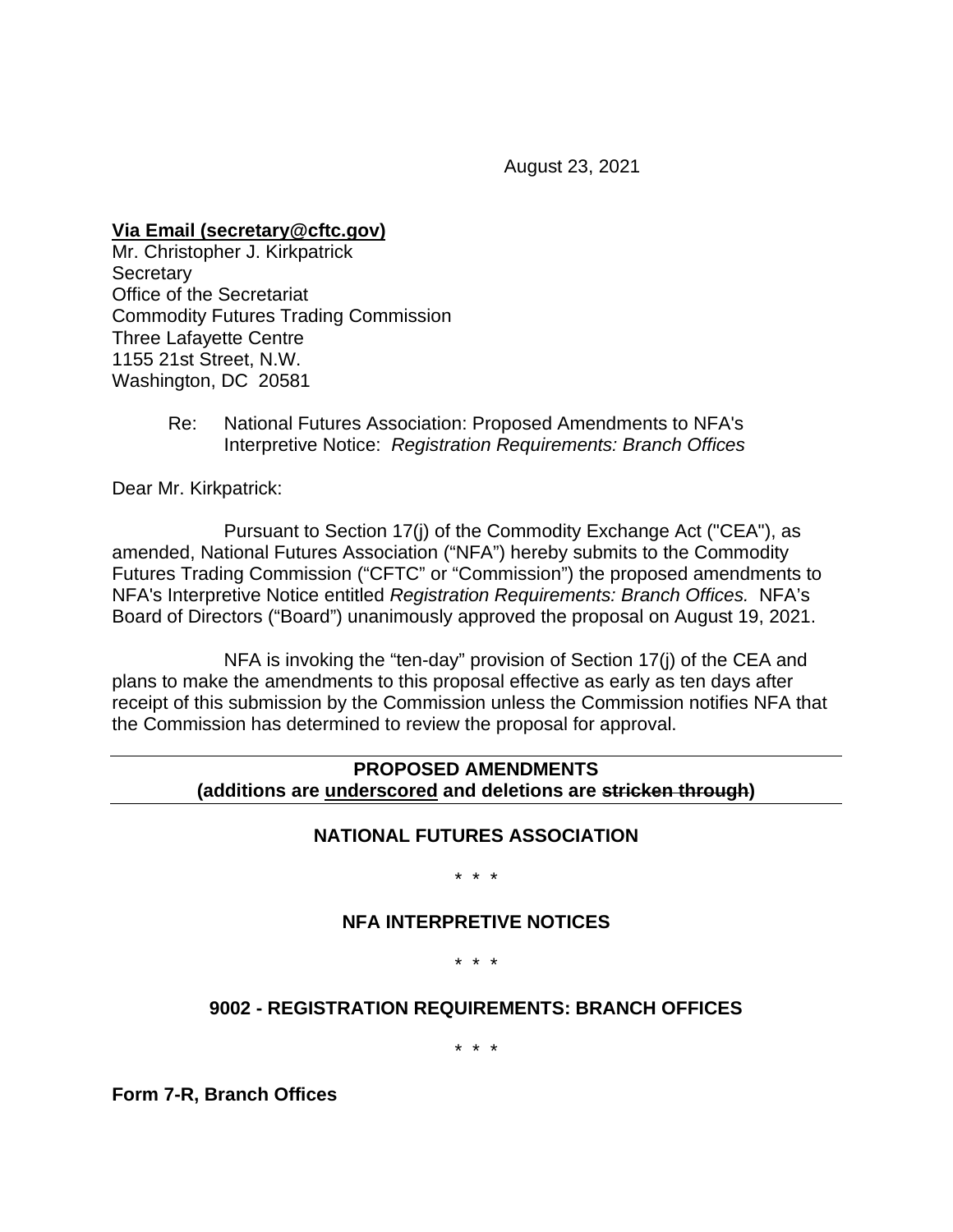August 23, 2021

**<u>Via Email (secretary@cftc.gov)</u>**
Mr. Christopher J. Kirkpatrick
Secretary
Office of the Secretariat
Commodity Futures Trading Commission
Three Lafayette Centre
1155 21st Street, N.W.
Washington, DC 20581

Re: National Futures Association: Proposed Amendments to NFA's Interpretive Notice: *Registration Requirements: Branch Offices*

Dear Mr. Kirkpatrick:

Pursuant to Section 17(j) of the Commodity Exchange Act ("CEA"), as amended, National Futures Association ("NFA") hereby submits to the Commodity Futures Trading Commission ("CFTC" or "Commission") the proposed amendments to NFA's Interpretive Notice entitled *Registration Requirements: Branch Offices.* NFA's Board of Directors ("Board") unanimously approved the proposal on August 19, 2021.

NFA is invoking the "ten-day" provision of Section 17(j) of the CEA and plans to make the amendments to this proposal effective as early as ten days after receipt of this submission by the Commission unless the Commission notifies NFA that the Commission has determined to review the proposal for approval.

---

**PROPOSED AMENDMENTS**
**(additions are <u>underscored</u> and deletions are ~~stricken through~~)**

---

## NATIONAL FUTURES ASSOCIATION

\* \* \*

## NFA INTERPRETIVE NOTICES

\* \* \*

## 9002 - REGISTRATION REQUIREMENTS: BRANCH OFFICES

\* \* \*

**Form 7-R, Branch Offices**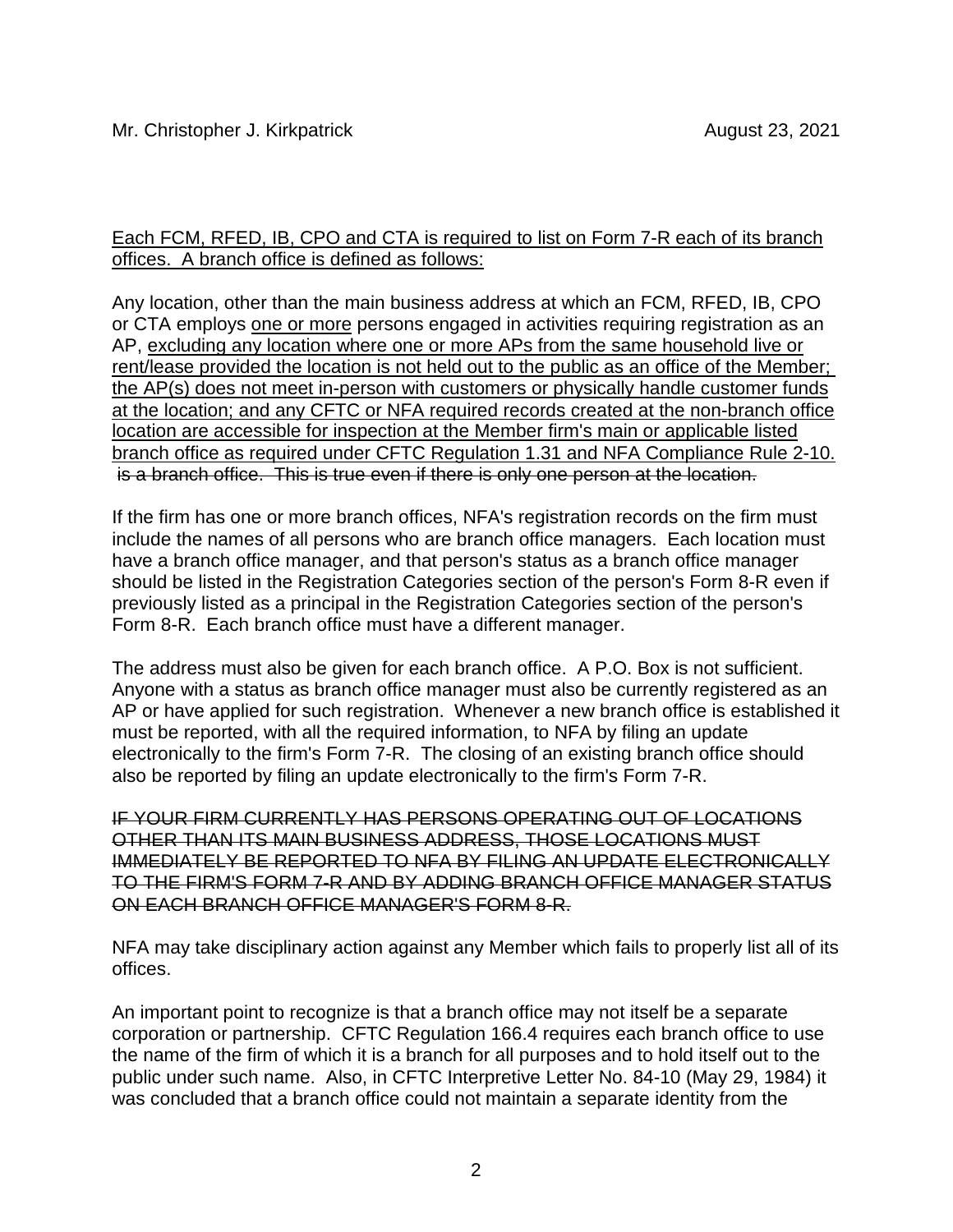<u>Each FCM, RFED, IB, CPO and CTA is required to list on Form 7-R each of its branch offices. A branch office is defined as follows:</u>

Any location, other than the main business address at which an FCM, RFED, IB, CPO or CTA employs <u>one or more</u> persons engaged in activities requiring registration as an AP, <u>excluding any location where one or more APs from the same household live or rent/lease provided the location is not held out to the public as an office of the Member; the AP(s) does not meet in-person with customers or physically handle customer funds at the location; and any CFTC or NFA required records created at the non-branch office location are accessible for inspection at the Member firm's main or applicable listed branch office as required under CFTC Regulation 1.31 and NFA Compliance Rule 2-10.</u> ~~is a branch office. This is true even if there is only one person at the location.~~

If the firm has one or more branch offices, NFA's registration records on the firm must include the names of all persons who are branch office managers. Each location must have a branch office manager, and that person's status as a branch office manager should be listed in the Registration Categories section of the person's Form 8-R even if previously listed as a principal in the Registration Categories section of the person's Form 8-R. Each branch office must have a different manager.

The address must also be given for each branch office. A P.O. Box is not sufficient. Anyone with a status as branch office manager must also be currently registered as an AP or have applied for such registration. Whenever a new branch office is established it must be reported, with all the required information, to NFA by filing an update electronically to the firm's Form 7-R. The closing of an existing branch office should also be reported by filing an update electronically to the firm's Form 7-R.

~~IF YOUR FIRM CURRENTLY HAS PERSONS OPERATING OUT OF LOCATIONS OTHER THAN ITS MAIN BUSINESS ADDRESS, THOSE LOCATIONS MUST IMMEDIATELY BE REPORTED TO NFA BY FILING AN UPDATE ELECTRONICALLY TO THE FIRM'S FORM 7-R AND BY ADDING BRANCH OFFICE MANAGER STATUS ON EACH BRANCH OFFICE MANAGER'S FORM 8-R.~~

NFA may take disciplinary action against any Member which fails to properly list all of its offices.

An important point to recognize is that a branch office may not itself be a separate corporation or partnership. CFTC Regulation 166.4 requires each branch office to use the name of the firm of which it is a branch for all purposes and to hold itself out to the public under such name. Also, in CFTC Interpretive Letter No. 84-10 (May 29, 1984) it was concluded that a branch office could not maintain a separate identity from the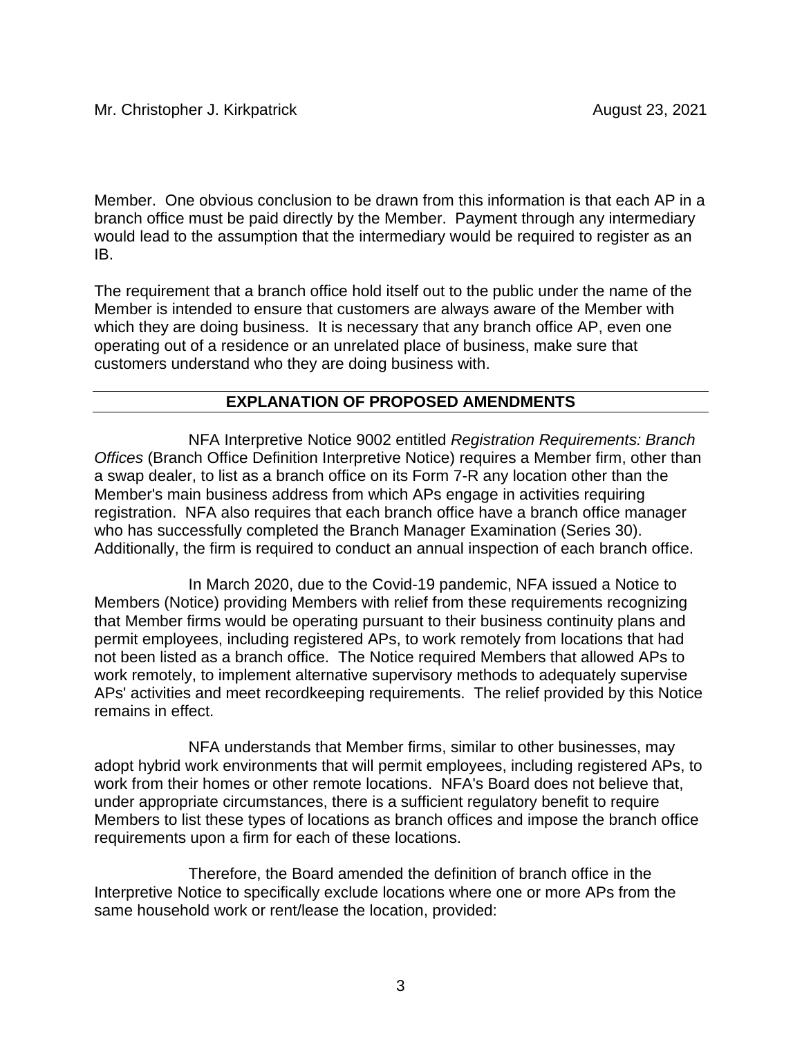Member. One obvious conclusion to be drawn from this information is that each AP in a branch office must be paid directly by the Member. Payment through any intermediary would lead to the assumption that the intermediary would be required to register as an IB.

The requirement that a branch office hold itself out to the public under the name of the Member is intended to ensure that customers are always aware of the Member with which they are doing business. It is necessary that any branch office AP, even one operating out of a residence or an unrelated place of business, make sure that customers understand who they are doing business with.

## EXPLANATION OF PROPOSED AMENDMENTS

NFA Interpretive Notice 9002 entitled *Registration Requirements: Branch Offices* (Branch Office Definition Interpretive Notice) requires a Member firm, other than a swap dealer, to list as a branch office on its Form 7-R any location other than the Member's main business address from which APs engage in activities requiring registration. NFA also requires that each branch office have a branch office manager who has successfully completed the Branch Manager Examination (Series 30). Additionally, the firm is required to conduct an annual inspection of each branch office.

In March 2020, due to the Covid-19 pandemic, NFA issued a Notice to Members (Notice) providing Members with relief from these requirements recognizing that Member firms would be operating pursuant to their business continuity plans and permit employees, including registered APs, to work remotely from locations that had not been listed as a branch office. The Notice required Members that allowed APs to work remotely, to implement alternative supervisory methods to adequately supervise APs' activities and meet recordkeeping requirements. The relief provided by this Notice remains in effect.

NFA understands that Member firms, similar to other businesses, may adopt hybrid work environments that will permit employees, including registered APs, to work from their homes or other remote locations. NFA's Board does not believe that, under appropriate circumstances, there is a sufficient regulatory benefit to require Members to list these types of locations as branch offices and impose the branch office requirements upon a firm for each of these locations.

Therefore, the Board amended the definition of branch office in the Interpretive Notice to specifically exclude locations where one or more APs from the same household work or rent/lease the location, provided: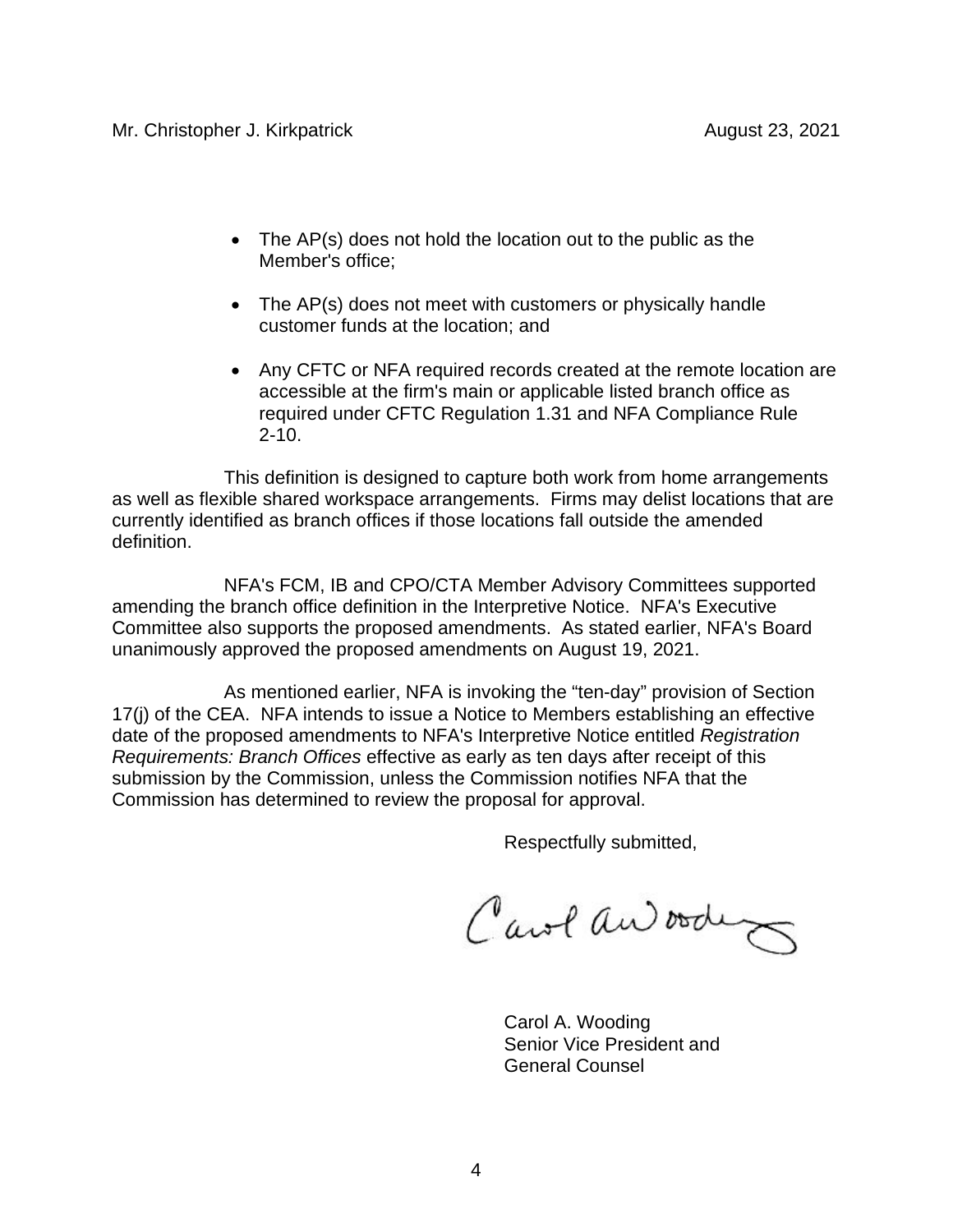- The AP(s) does not hold the location out to the public as the Member's office;

- The AP(s) does not meet with customers or physically handle customer funds at the location; and

- Any CFTC or NFA required records created at the remote location are accessible at the firm's main or applicable listed branch office as required under CFTC Regulation 1.31 and NFA Compliance Rule 2-10.

This definition is designed to capture both work from home arrangements as well as flexible shared workspace arrangements. Firms may delist locations that are currently identified as branch offices if those locations fall outside the amended definition.

NFA's FCM, IB and CPO/CTA Member Advisory Committees supported amending the branch office definition in the Interpretive Notice. NFA's Executive Committee also supports the proposed amendments. As stated earlier, NFA's Board unanimously approved the proposed amendments on August 19, 2021.

As mentioned earlier, NFA is invoking the "ten-day" provision of Section 17(j) of the CEA. NFA intends to issue a Notice to Members establishing an effective date of the proposed amendments to NFA's Interpretive Notice entitled *Registration Requirements: Branch Offices* effective as early as ten days after receipt of this submission by the Commission, unless the Commission notifies NFA that the Commission has determined to review the proposal for approval.

Respectfully submitted,

Carol A. Wooding

Carol A. Wooding
Senior Vice President and
General Counsel